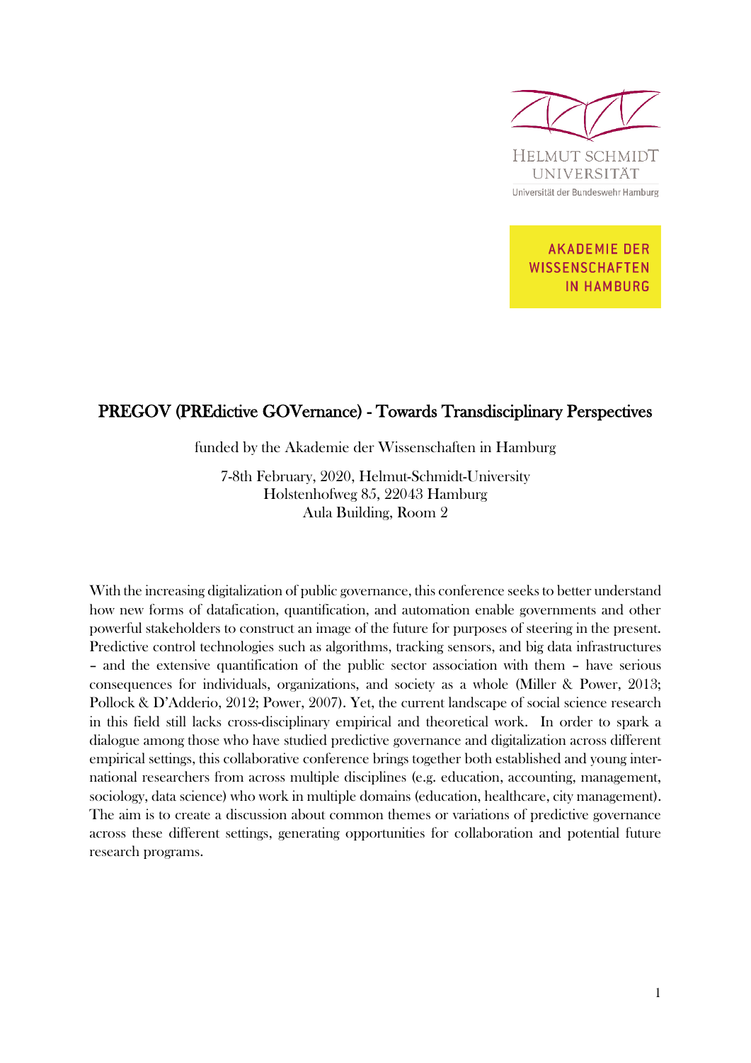HELMUT SCHMIDT UNIVERSITÄT

Universität der Bundeswehr Hamburg

AKADEMIE DER WISSENSCHAFTEN IN HAMBURG

## PREGOV (PREdictive GOVernance) - Towards Transdisciplinary Perspectives

funded by the Akademie der Wissenschaften in Hamburg

7-8th February, 2020, Helmut-Schmidt-University
Holstenhofweg 85, 22043 Hamburg
Aula Building, Room 2

With the increasing digitalization of public governance, this conference seeks to better understand how new forms of datafication, quantification, and automation enable governments and other powerful stakeholders to construct an image of the future for purposes of steering in the present. Predictive control technologies such as algorithms, tracking sensors, and big data infrastructures – and the extensive quantification of the public sector association with them – have serious consequences for individuals, organizations, and society as a whole (Miller & Power, 2013; Pollock & D'Adderio, 2012; Power, 2007). Yet, the current landscape of social science research in this field still lacks cross-disciplinary empirical and theoretical work. In order to spark a dialogue among those who have studied predictive governance and digitalization across different empirical settings, this collaborative conference brings together both established and young international researchers from across multiple disciplines (e.g. education, accounting, management, sociology, data science) who work in multiple domains (education, healthcare, city management). The aim is to create a discussion about common themes or variations of predictive governance across these different settings, generating opportunities for collaboration and potential future research programs.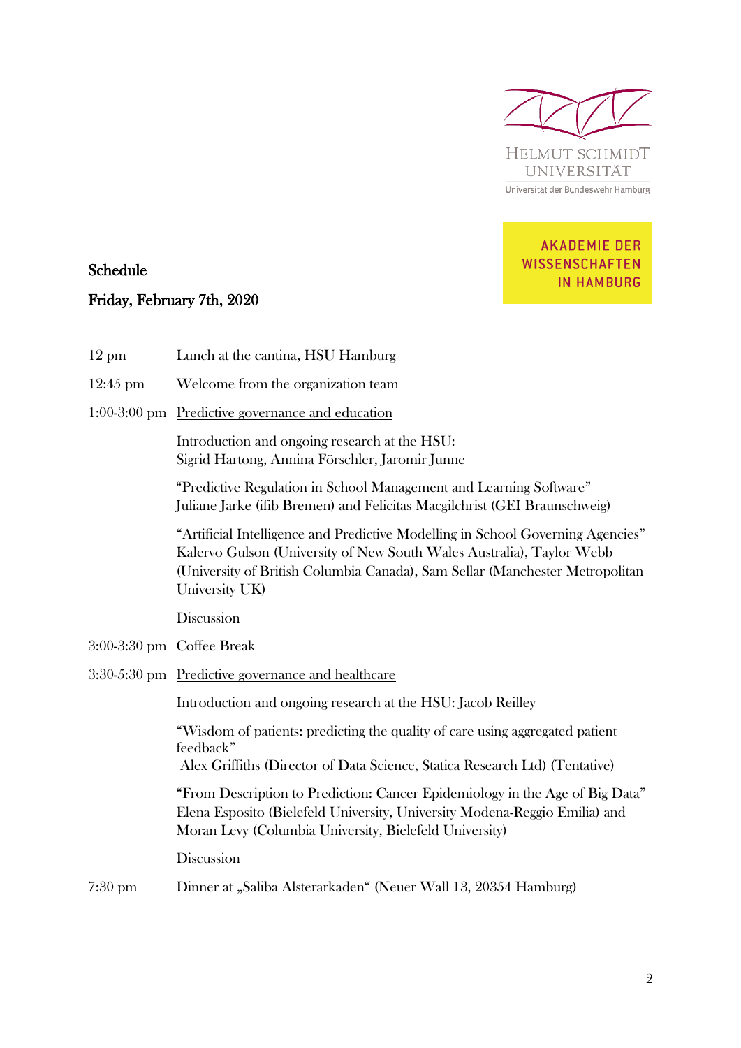HELMUT SCHMIDT UNIVERSITÄT
Universität der Bundeswehr Hamburg

AKADEMIE DER WISSENSCHAFTEN IN HAMBURG

## Schedule

## Friday, February 7th, 2020

12 pm Lunch at the cantina, HSU Hamburg

12:45 pm Welcome from the organization team

1:00-3:00 pm Predictive governance and education

Introduction and ongoing research at the HSU:
Sigrid Hartong, Annina Förschler, Jaromir Junne

"Predictive Regulation in School Management and Learning Software"
Juliane Jarke (ifib Bremen) and Felicitas Macgilchrist (GEI Braunschweig)

"Artificial Intelligence and Predictive Modelling in School Governing Agencies"
Kalervo Gulson (University of New South Wales Australia), Taylor Webb (University of British Columbia Canada), Sam Sellar (Manchester Metropolitan University UK)

Discussion

3:00-3:30 pm Coffee Break

3:30-5:30 pm Predictive governance and healthcare

Introduction and ongoing research at the HSU: Jacob Reilley

"Wisdom of patients: predicting the quality of care using aggregated patient feedback"
Alex Griffiths (Director of Data Science, Statica Research Ltd) (Tentative)

"From Description to Prediction: Cancer Epidemiology in the Age of Big Data"
Elena Esposito (Bielefeld University, University Modena-Reggio Emilia) and Moran Levy (Columbia University, Bielefeld University)

Discussion

7:30 pm Dinner at „Saliba Alsterarkaden" (Neuer Wall 13, 20354 Hamburg)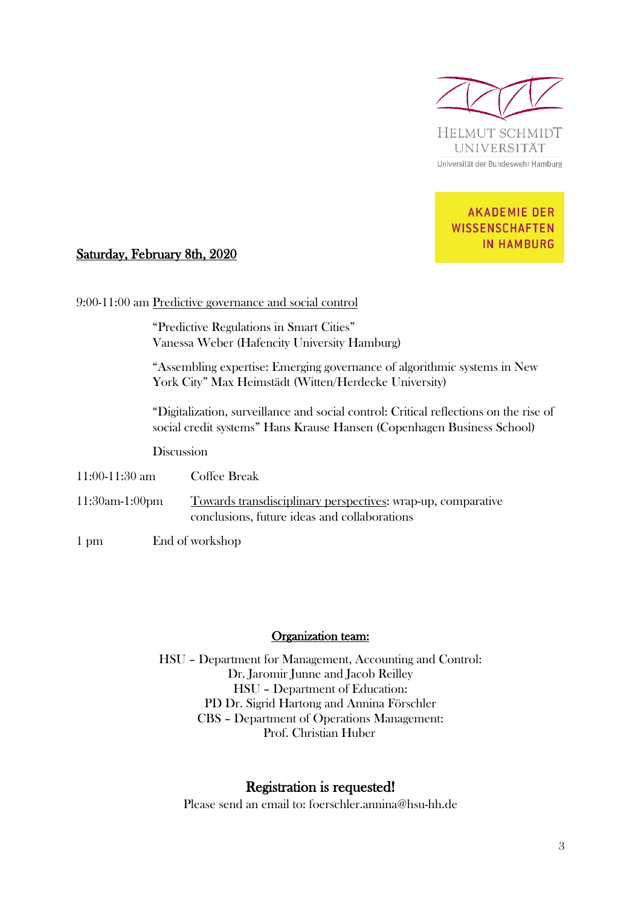HELMUT SCHMIDT UNIVERSITÄT

Universität der Bundeswehr Hamburg

AKADEMIE DER WISSENSCHAFTEN IN HAMBURG

## Saturday, February 8th, 2020

9:00-11:00 am Predictive governance and social control

"Predictive Regulations in Smart Cities"
Vanessa Weber (Hafencity University Hamburg)

"Assembling expertise: Emerging governance of algorithmic systems in New York City" Max Heimstädt (Witten/Herdecke University)

"Digitalization, surveillance and social control: Critical reflections on the rise of social credit systems" Hans Krause Hansen (Copenhagen Business School)

Discussion

11:00-11:30 am Coffee Break

11:30am-1:00pm Towards transdisciplinary perspectives: wrap-up, comparative conclusions, future ideas and collaborations

1 pm End of workshop

**Organization team:**

HSU – Department for Management, Accounting and Control:
Dr. Jaromir Junne and Jacob Reilley
HSU – Department of Education:
PD Dr. Sigrid Hartong and Annina Förschler
CBS – Department of Operations Management:
Prof. Christian Huber

## Registration is requested!

Please send an email to: foerschler.annina@hsu-hh.de